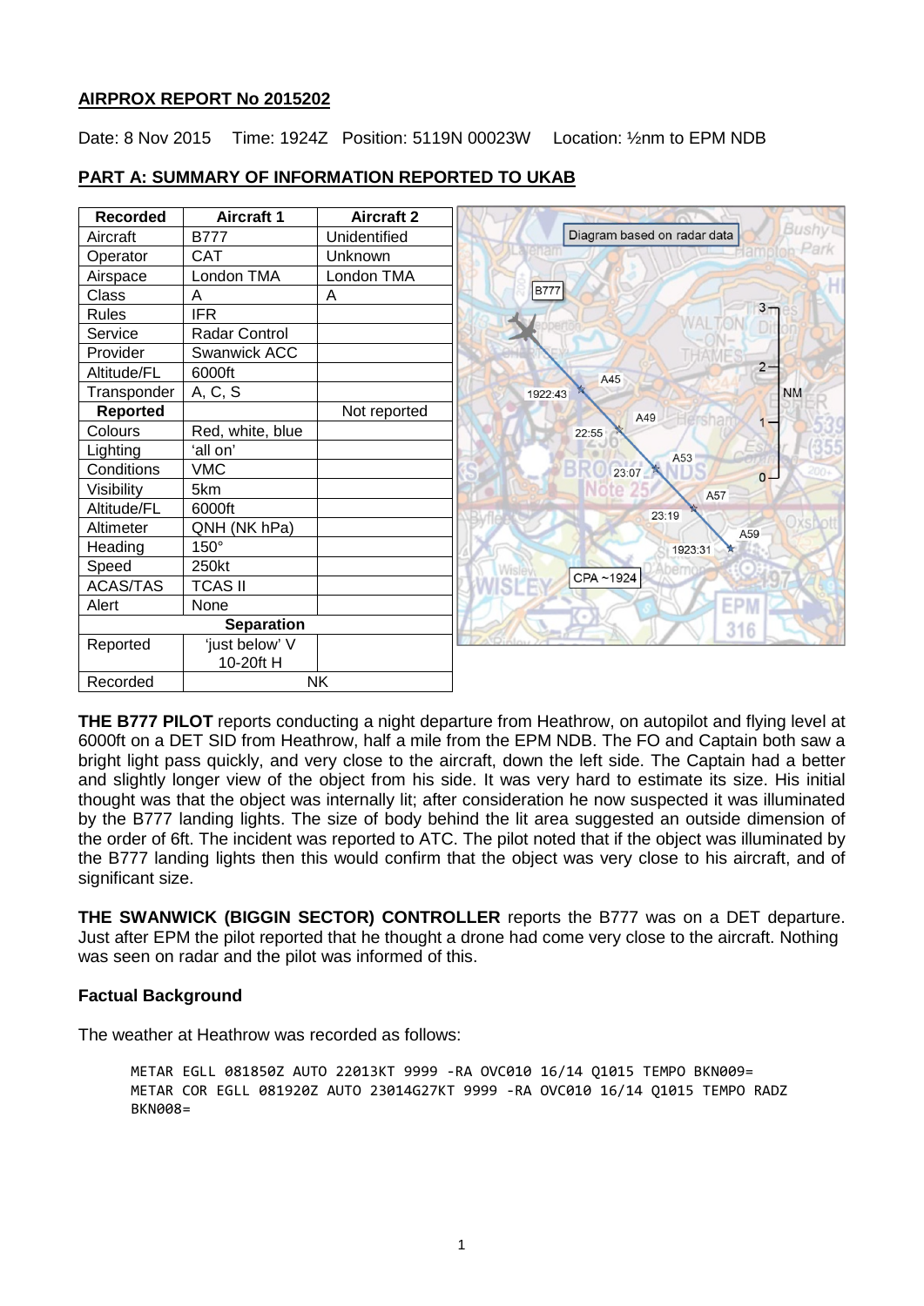**AIRPROX REPORT No 2015202**

Date: 8 Nov 2015 Time: 1924Z Position: 5119N 00023W Location: ½nm to EPM NDB

**PART A: SUMMARY OF INFORMATION REPORTED TO UKAB**

| Recorded | Aircraft 1 | Aircraft 2 |
|---|---|---|
| Aircraft | B777 | Unidentified |
| Operator | CAT | Unknown |
| Airspace | London TMA | London TMA |
| Class | A | A |
| Rules | IFR | |
| Service | Radar Control | |
| Provider | Swanwick ACC | |
| Altitude/FL | 6000ft | |
| Transponder | A, C, S | |
| **Reported** | | Not reported |
| Colours | Red, white, blue | |
| Lighting | 'all on' | |
| Conditions | VMC | |
| Visibility | 5km | |
| Altitude/FL | 6000ft | |
| Altimeter | QNH (NK hPa) | |
| Heading | 150° | |
| Speed | 250kt | |
| ACAS/TAS | TCAS II | |
| Alert | None | |
| **Separation** | | |
| Reported | 'just below' V 10-20ft H | |
| Recorded | NK | |

Diagram based on radar data

**THE B777 PILOT** reports conducting a night departure from Heathrow, on autopilot and flying level at 6000ft on a DET SID from Heathrow, half a mile from the EPM NDB. The FO and Captain both saw a bright light pass quickly, and very close to the aircraft, down the left side. The Captain had a better and slightly longer view of the object from his side. It was very hard to estimate its size. His initial thought was that the object was internally lit; after consideration he now suspected it was illuminated by the B777 landing lights. The size of body behind the lit area suggested an outside dimension of the order of 6ft. The incident was reported to ATC. The pilot noted that if the object was illuminated by the B777 landing lights then this would confirm that the object was very close to his aircraft, and of significant size.

**THE SWANWICK (BIGGIN SECTOR) CONTROLLER** reports the B777 was on a DET departure. Just after EPM the pilot reported that he thought a drone had come very close to the aircraft. Nothing was seen on radar and the pilot was informed of this.

**Factual Background**

The weather at Heathrow was recorded as follows:

```
METAR EGLL 081850Z AUTO 22013KT 9999 -RA OVC010 16/14 Q1015 TEMPO BKN009=
METAR COR EGLL 081920Z AUTO 23014G27KT 9999 -RA OVC010 16/14 Q1015 TEMPO RADZ
BKN008=
```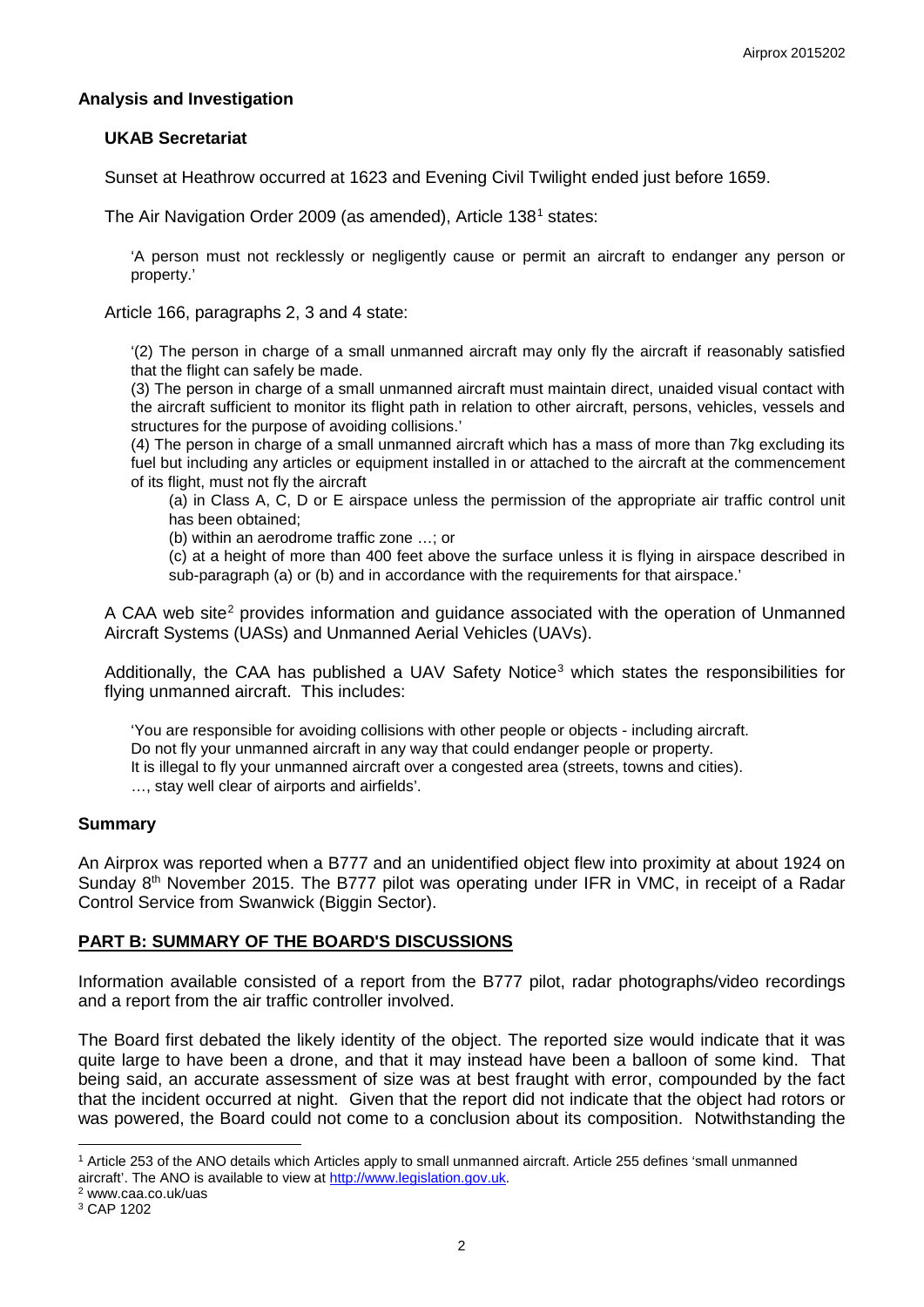## Analysis and Investigation

### UKAB Secretariat

Sunset at Heathrow occurred at 1623 and Evening Civil Twilight ended just before 1659.

The Air Navigation Order 2009 (as amended), Article 138[1] states:

> 'A person must not recklessly or negligently cause or permit an aircraft to endanger any person or property.'

Article 166, paragraphs 2, 3 and 4 state:

> '(2) The person in charge of a small unmanned aircraft may only fly the aircraft if reasonably satisfied that the flight can safely be made.
>
> (3) The person in charge of a small unmanned aircraft must maintain direct, unaided visual contact with the aircraft sufficient to monitor its flight path in relation to other aircraft, persons, vehicles, vessels and structures for the purpose of avoiding collisions.'
>
> (4) The person in charge of a small unmanned aircraft which has a mass of more than 7kg excluding its fuel but including any articles or equipment installed in or attached to the aircraft at the commencement of its flight, must not fly the aircraft
>
> (a) in Class A, C, D or E airspace unless the permission of the appropriate air traffic control unit has been obtained;
>
> (b) within an aerodrome traffic zone …; or
>
> (c) at a height of more than 400 feet above the surface unless it is flying in airspace described in sub-paragraph (a) or (b) and in accordance with the requirements for that airspace.'

A CAA web site[2] provides information and guidance associated with the operation of Unmanned Aircraft Systems (UASs) and Unmanned Aerial Vehicles (UAVs).

Additionally, the CAA has published a UAV Safety Notice[3] which states the responsibilities for flying unmanned aircraft. This includes:

> 'You are responsible for avoiding collisions with other people or objects - including aircraft.
> Do not fly your unmanned aircraft in any way that could endanger people or property.
> It is illegal to fly your unmanned aircraft over a congested area (streets, towns and cities).
> …, stay well clear of airports and airfields'.

## Summary

An Airprox was reported when a B777 and an unidentified object flew into proximity at about 1924 on Sunday 8th November 2015. The B777 pilot was operating under IFR in VMC, in receipt of a Radar Control Service from Swanwick (Biggin Sector).

## PART B: SUMMARY OF THE BOARD'S DISCUSSIONS

Information available consisted of a report from the B777 pilot, radar photographs/video recordings and a report from the air traffic controller involved.

The Board first debated the likely identity of the object. The reported size would indicate that it was quite large to have been a drone, and that it may instead have been a balloon of some kind. That being said, an accurate assessment of size was at best fraught with error, compounded by the fact that the incident occurred at night. Given that the report did not indicate that the object had rotors or was powered, the Board could not come to a conclusion about its composition. Notwithstanding the

---

[1] Article 253 of the ANO details which Articles apply to small unmanned aircraft. Article 255 defines 'small unmanned aircraft'. The ANO is available to view at http://www.legislation.gov.uk.

[2] www.caa.co.uk/uas

[3] CAP 1202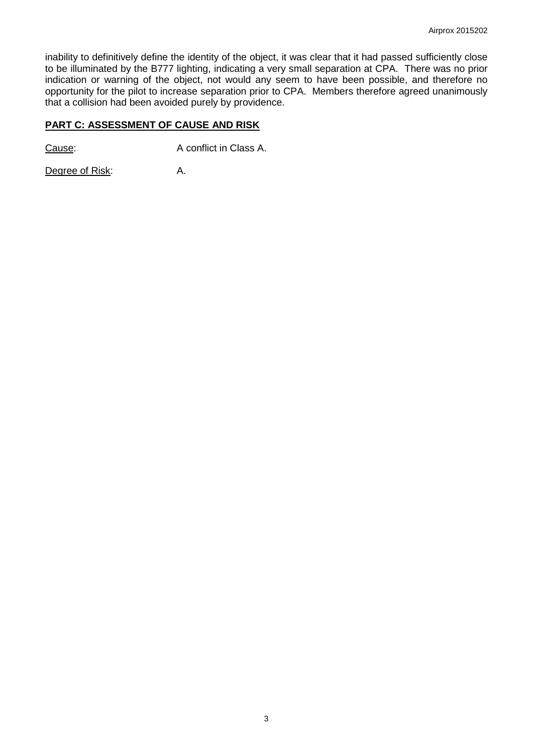inability to definitively define the identity of the object, it was clear that it had passed sufficiently close to be illuminated by the B777 lighting, indicating a very small separation at CPA. There was no prior indication or warning of the object, not would any seem to have been possible, and therefore no opportunity for the pilot to increase separation prior to CPA. Members therefore agreed unanimously that a collision had been avoided purely by providence.

## PART C: ASSESSMENT OF CAUSE AND RISK

Cause: A conflict in Class A.

Degree of Risk: A.